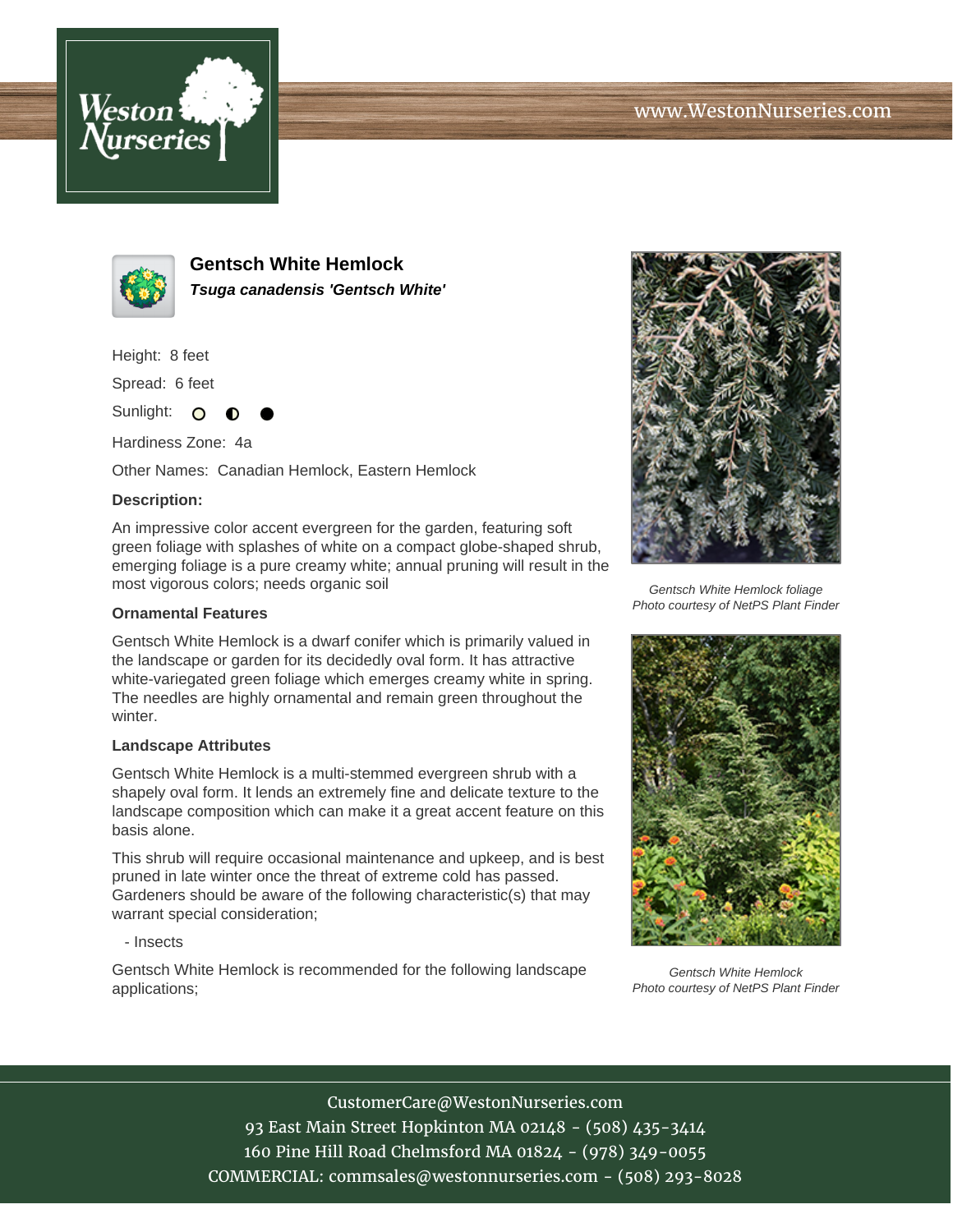# Gentsch White Hemlock

***Tsuga canadensis 'Gentsch White'***

Height: 8 feet

Spread: 6 feet

Sunlight:

Hardiness Zone: 4a

Other Names: Canadian Hemlock, Eastern Hemlock

**Description:**

An impressive color accent evergreen for the garden, featuring soft green foliage with splashes of white on a compact globe-shaped shrub, emerging foliage is a pure creamy white; annual pruning will result in the most vigorous colors; needs organic soil

### Ornamental Features

Gentsch White Hemlock is a dwarf conifer which is primarily valued in the landscape or garden for its decidedly oval form. It has attractive white-variegated green foliage which emerges creamy white in spring. The needles are highly ornamental and remain green throughout the winter.

### Landscape Attributes

Gentsch White Hemlock is a multi-stemmed evergreen shrub with a shapely oval form. It lends an extremely fine and delicate texture to the landscape composition which can make it a great accent feature on this basis alone.

This shrub will require occasional maintenance and upkeep, and is best pruned in late winter once the threat of extreme cold has passed. Gardeners should be aware of the following characteristic(s) that may warrant special consideration;

- Insects

Gentsch White Hemlock is recommended for the following landscape applications;

*Gentsch White Hemlock foliage*
*Photo courtesy of NetPS Plant Finder*

*Gentsch White Hemlock*
*Photo courtesy of NetPS Plant Finder*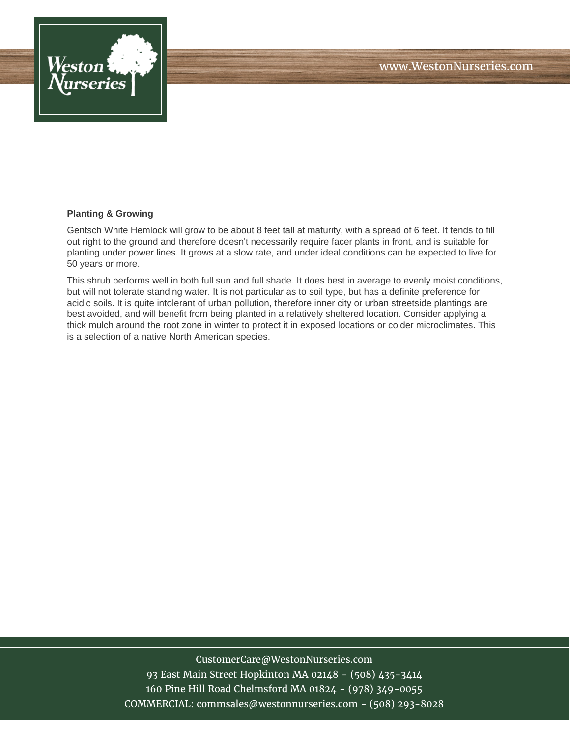### Planting & Growing

Gentsch White Hemlock will grow to be about 8 feet tall at maturity, with a spread of 6 feet. It tends to fill out right to the ground and therefore doesn't necessarily require facer plants in front, and is suitable for planting under power lines. It grows at a slow rate, and under ideal conditions can be expected to live for 50 years or more.

This shrub performs well in both full sun and full shade. It does best in average to evenly moist conditions, but will not tolerate standing water. It is not particular as to soil type, but has a definite preference for acidic soils. It is quite intolerant of urban pollution, therefore inner city or urban streetside plantings are best avoided, and will benefit from being planted in a relatively sheltered location. Consider applying a thick mulch around the root zone in winter to protect it in exposed locations or colder microclimates. This is a selection of a native North American species.